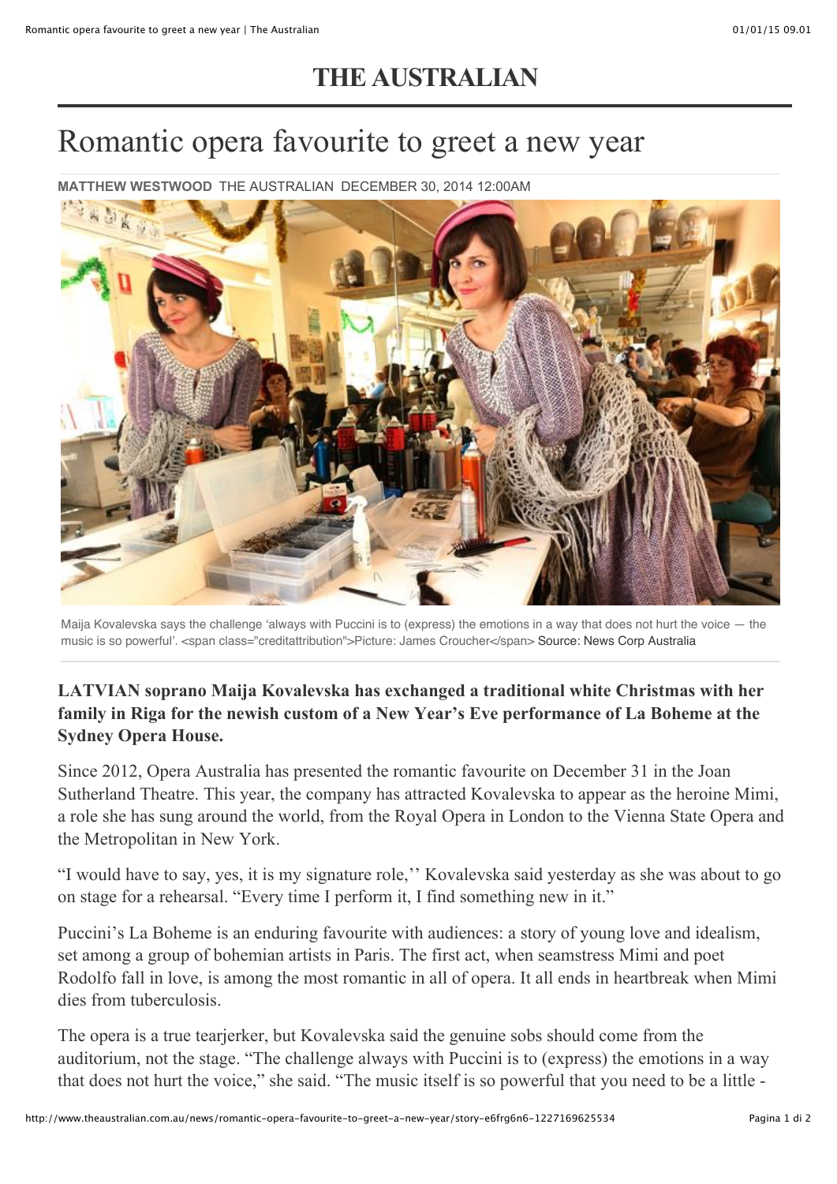# THE AUSTRALIAN

# Romantic opera favourite to greet a new year

**MATTHEW WESTWOOD** THE AUSTRALIAN DECEMBER 30, 2014 12:00AM

Maija Kovalevska says the challenge 'always with Puccini is to (express) the emotions in a way that does not hurt the voice — the music is so powerful'. <span class="creditattribution">Picture: James Croucher</span> Source: News Corp Australia

**LATVIAN soprano Maija Kovalevska has exchanged a traditional white Christmas with her family in Riga for the newish custom of a New Year's Eve performance of La Boheme at the Sydney Opera House.**

Since 2012, Opera Australia has presented the romantic favourite on December 31 in the Joan Sutherland Theatre. This year, the company has attracted Kovalevska to appear as the heroine Mimi, a role she has sung around the world, from the Royal Opera in London to the Vienna State Opera and the Metropolitan in New York.

"I would have to say, yes, it is my signature role,'' Kovalevska said yesterday as she was about to go on stage for a rehearsal. "Every time I perform it, I find something new in it."

Puccini's La Boheme is an enduring favourite with audiences: a story of young love and idealism, set among a group of bohemian artists in Paris. The first act, when seamstress Mimi and poet Rodolfo fall in love, is among the most romantic in all of opera. It all ends in heartbreak when Mimi dies from tuberculosis.

The opera is a true tearjerker, but Kovalevska said the genuine sobs should come from the auditorium, not the stage. "The challenge always with Puccini is to (express) the emotions in a way that does not hurt the voice," she said. "The music itself is so powerful that you need to be a little -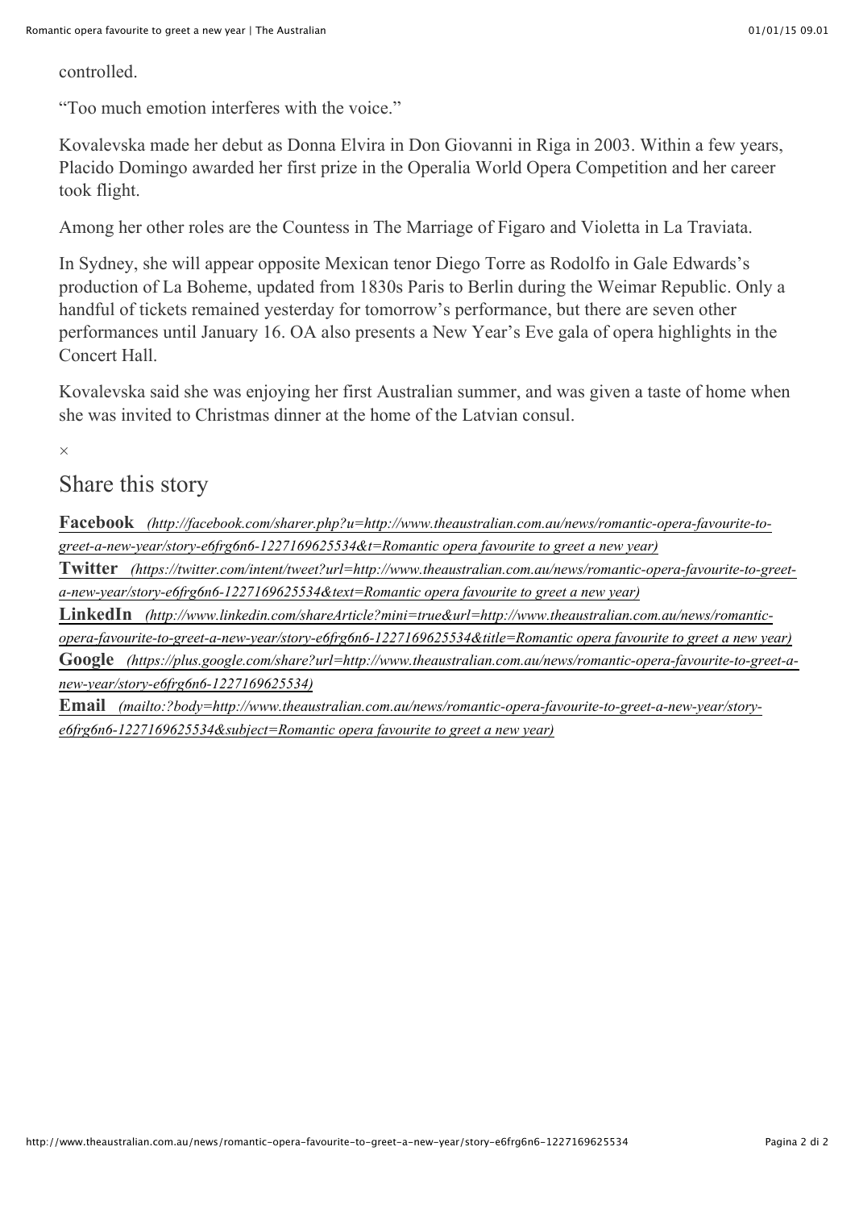controlled.

“Too much emotion interferes with the voice.”

Kovalevska made her debut as Donna Elvira in Don Giovanni in Riga in 2003. Within a few years, Placido Domingo awarded her first prize in the Operalia World Opera Competition and her career took flight.

Among her other roles are the Countess in The Marriage of Figaro and Violetta in La Traviata.

In Sydney, she will appear opposite Mexican tenor Diego Torre as Rodolfo in Gale Edwards’s production of La Boheme, updated from 1830s Paris to Berlin during the Weimar Republic. Only a handful of tickets remained yesterday for tomorrow’s performance, but there are seven other performances until January 16. OA also presents a New Year’s Eve gala of opera highlights in the Concert Hall.

Kovalevska said she was enjoying her first Australian summer, and was given a taste of home when she was invited to Christmas dinner at the home of the Latvian consul.

×

## Share this story

**Facebook** *(http://facebook.com/sharer.php?u=http://www.theaustralian.com.au/news/romantic-opera-favourite-to-greet-a-new-year/story-e6frg6n6-1227169625534&t=Romantic opera favourite to greet a new year)*

**Twitter** *(https://twitter.com/intent/tweet?url=http://www.theaustralian.com.au/news/romantic-opera-favourite-to-greet-a-new-year/story-e6frg6n6-1227169625534&text=Romantic opera favourite to greet a new year)*

**LinkedIn** *(http://www.linkedin.com/shareArticle?mini=true&url=http://www.theaustralian.com.au/news/romantic-opera-favourite-to-greet-a-new-year/story-e6frg6n6-1227169625534&title=Romantic opera favourite to greet a new year)*

**Google** *(https://plus.google.com/share?url=http://www.theaustralian.com.au/news/romantic-opera-favourite-to-greet-a-new-year/story-e6frg6n6-1227169625534)*

**Email** *(mailto:?body=http://www.theaustralian.com.au/news/romantic-opera-favourite-to-greet-a-new-year/story-e6frg6n6-1227169625534&subject=Romantic opera favourite to greet a new year)*